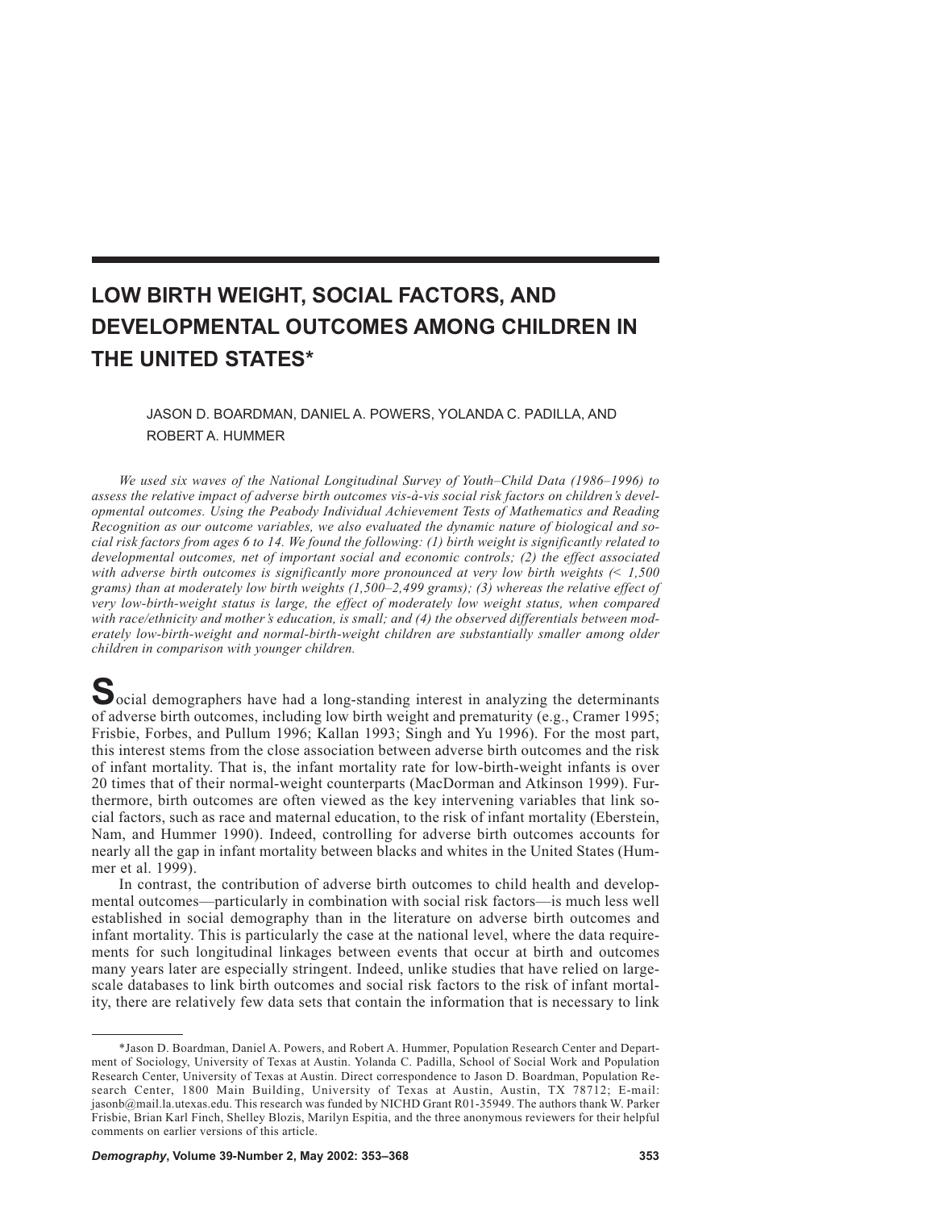# LOW BIRTH WEIGHT, SOCIAL FACTORS, AND DEVELOPMENTAL OUTCOMES AMONG CHILDREN IN THE UNITED STATES*

JASON D. BOARDMAN, DANIEL A. POWERS, YOLANDA C. PADILLA, AND ROBERT A. HUMMER

*We used six waves of the National Longitudinal Survey of Youth–Child Data (1986–1996) to assess the relative impact of adverse birth outcomes vis-à-vis social risk factors on children's developmental outcomes. Using the Peabody Individual Achievement Tests of Mathematics and Reading Recognition as our outcome variables, we also evaluated the dynamic nature of biological and social risk factors from ages 6 to 14. We found the following: (1) birth weight is significantly related to developmental outcomes, net of important social and economic controls; (2) the effect associated with adverse birth outcomes is significantly more pronounced at very low birth weights (< 1,500 grams) than at moderately low birth weights (1,500–2,499 grams); (3) whereas the relative effect of very low-birth-weight status is large, the effect of moderately low weight status, when compared with race/ethnicity and mother's education, is small; and (4) the observed differentials between moderately low-birth-weight and normal-birth-weight children are substantially smaller among older children in comparison with younger children.*

Social demographers have had a long-standing interest in analyzing the determinants of adverse birth outcomes, including low birth weight and prematurity (e.g., Cramer 1995; Frisbie, Forbes, and Pullum 1996; Kallan 1993; Singh and Yu 1996). For the most part, this interest stems from the close association between adverse birth outcomes and the risk of infant mortality. That is, the infant mortality rate for low-birth-weight infants is over 20 times that of their normal-weight counterparts (MacDorman and Atkinson 1999). Furthermore, birth outcomes are often viewed as the key intervening variables that link social factors, such as race and maternal education, to the risk of infant mortality (Eberstein, Nam, and Hummer 1990). Indeed, controlling for adverse birth outcomes accounts for nearly all the gap in infant mortality between blacks and whites in the United States (Hummer et al. 1999).

In contrast, the contribution of adverse birth outcomes to child health and developmental outcomes—particularly in combination with social risk factors—is much less well established in social demography than in the literature on adverse birth outcomes and infant mortality. This is particularly the case at the national level, where the data requirements for such longitudinal linkages between events that occur at birth and outcomes many years later are especially stringent. Indeed, unlike studies that have relied on large-scale databases to link birth outcomes and social risk factors to the risk of infant mortality, there are relatively few data sets that contain the information that is necessary to link

---

*Jason D. Boardman, Daniel A. Powers, and Robert A. Hummer, Population Research Center and Department of Sociology, University of Texas at Austin. Yolanda C. Padilla, School of Social Work and Population Research Center, University of Texas at Austin. Direct correspondence to Jason D. Boardman, Population Research Center, 1800 Main Building, University of Texas at Austin, Austin, TX 78712; E-mail: jasonb@mail.la.utexas.edu. This research was funded by NICHD Grant R01-35949. The authors thank W. Parker Frisbie, Brian Karl Finch, Shelley Blozis, Marilyn Espitia, and the three anonymous reviewers for their helpful comments on earlier versions of this article.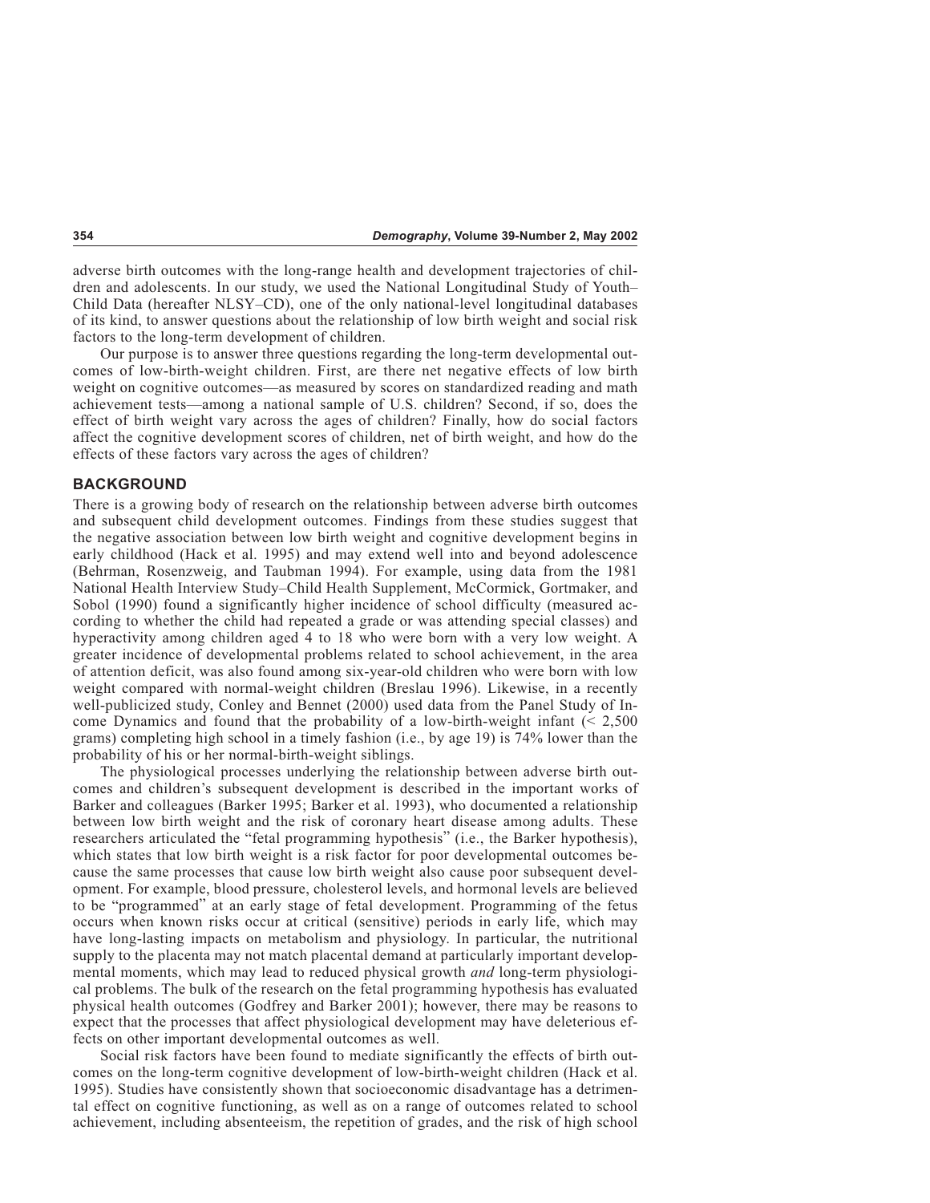adverse birth outcomes with the long-range health and development trajectories of children and adolescents. In our study, we used the National Longitudinal Study of Youth–Child Data (hereafter NLSY–CD), one of the only national-level longitudinal databases of its kind, to answer questions about the relationship of low birth weight and social risk factors to the long-term development of children.

Our purpose is to answer three questions regarding the long-term developmental outcomes of low-birth-weight children. First, are there net negative effects of low birth weight on cognitive outcomes—as measured by scores on standardized reading and math achievement tests—among a national sample of U.S. children? Second, if so, does the effect of birth weight vary across the ages of children? Finally, how do social factors affect the cognitive development scores of children, net of birth weight, and how do the effects of these factors vary across the ages of children?

## BACKGROUND

There is a growing body of research on the relationship between adverse birth outcomes and subsequent child development outcomes. Findings from these studies suggest that the negative association between low birth weight and cognitive development begins in early childhood (Hack et al. 1995) and may extend well into and beyond adolescence (Behrman, Rosenzweig, and Taubman 1994). For example, using data from the 1981 National Health Interview Study–Child Health Supplement, McCormick, Gortmaker, and Sobol (1990) found a significantly higher incidence of school difficulty (measured according to whether the child had repeated a grade or was attending special classes) and hyperactivity among children aged 4 to 18 who were born with a very low weight. A greater incidence of developmental problems related to school achievement, in the area of attention deficit, was also found among six-year-old children who were born with low weight compared with normal-weight children (Breslau 1996). Likewise, in a recently well-publicized study, Conley and Bennet (2000) used data from the Panel Study of Income Dynamics and found that the probability of a low-birth-weight infant (< 2,500 grams) completing high school in a timely fashion (i.e., by age 19) is 74% lower than the probability of his or her normal-birth-weight siblings.

The physiological processes underlying the relationship between adverse birth outcomes and children's subsequent development is described in the important works of Barker and colleagues (Barker 1995; Barker et al. 1993), who documented a relationship between low birth weight and the risk of coronary heart disease among adults. These researchers articulated the "fetal programming hypothesis" (i.e., the Barker hypothesis), which states that low birth weight is a risk factor for poor developmental outcomes because the same processes that cause low birth weight also cause poor subsequent development. For example, blood pressure, cholesterol levels, and hormonal levels are believed to be "programmed" at an early stage of fetal development. Programming of the fetus occurs when known risks occur at critical (sensitive) periods in early life, which may have long-lasting impacts on metabolism and physiology. In particular, the nutritional supply to the placenta may not match placental demand at particularly important developmental moments, which may lead to reduced physical growth *and* long-term physiological problems. The bulk of the research on the fetal programming hypothesis has evaluated physical health outcomes (Godfrey and Barker 2001); however, there may be reasons to expect that the processes that affect physiological development may have deleterious effects on other important developmental outcomes as well.

Social risk factors have been found to mediate significantly the effects of birth outcomes on the long-term cognitive development of low-birth-weight children (Hack et al. 1995). Studies have consistently shown that socioeconomic disadvantage has a detrimental effect on cognitive functioning, as well as on a range of outcomes related to school achievement, including absenteeism, the repetition of grades, and the risk of high school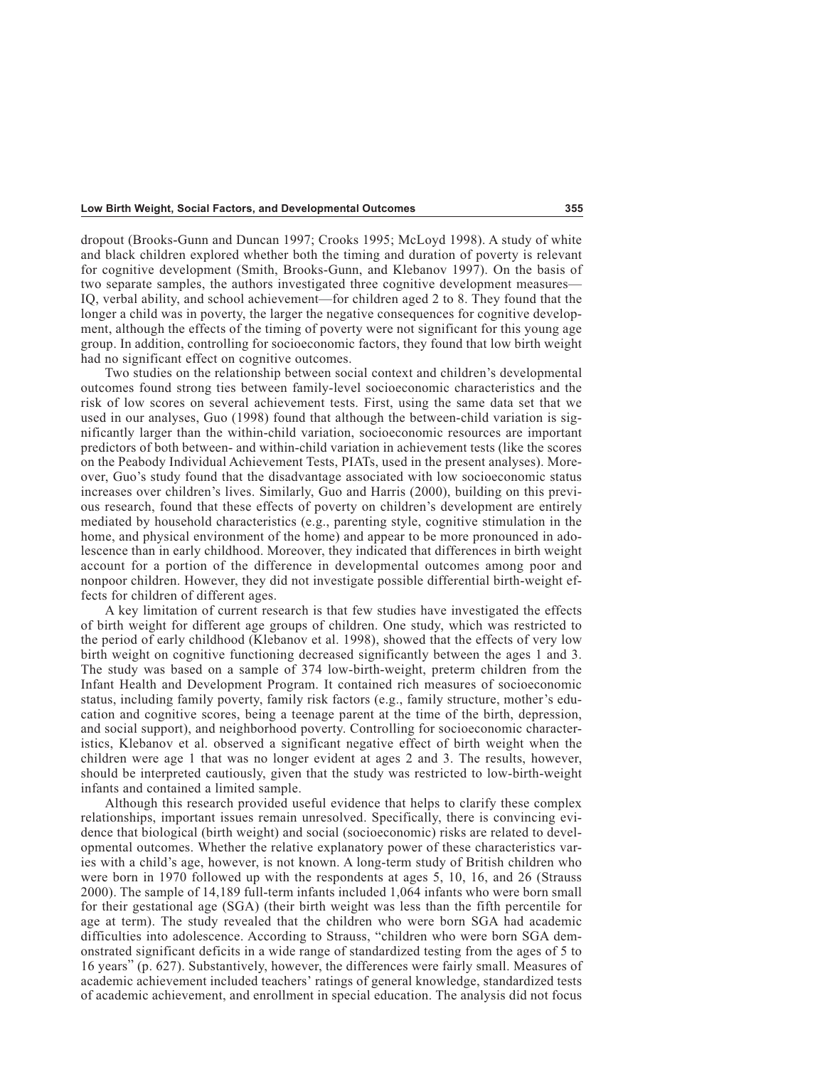dropout (Brooks-Gunn and Duncan 1997; Crooks 1995; McLoyd 1998). A study of white and black children explored whether both the timing and duration of poverty is relevant for cognitive development (Smith, Brooks-Gunn, and Klebanov 1997). On the basis of two separate samples, the authors investigated three cognitive development measures—IQ, verbal ability, and school achievement—for children aged 2 to 8. They found that the longer a child was in poverty, the larger the negative consequences for cognitive development, although the effects of the timing of poverty were not significant for this young age group. In addition, controlling for socioeconomic factors, they found that low birth weight had no significant effect on cognitive outcomes.

Two studies on the relationship between social context and children's developmental outcomes found strong ties between family-level socioeconomic characteristics and the risk of low scores on several achievement tests. First, using the same data set that we used in our analyses, Guo (1998) found that although the between-child variation is significantly larger than the within-child variation, socioeconomic resources are important predictors of both between- and within-child variation in achievement tests (like the scores on the Peabody Individual Achievement Tests, PIATs, used in the present analyses). Moreover, Guo's study found that the disadvantage associated with low socioeconomic status increases over children's lives. Similarly, Guo and Harris (2000), building on this previous research, found that these effects of poverty on children's development are entirely mediated by household characteristics (e.g., parenting style, cognitive stimulation in the home, and physical environment of the home) and appear to be more pronounced in adolescence than in early childhood. Moreover, they indicated that differences in birth weight account for a portion of the difference in developmental outcomes among poor and nonpoor children. However, they did not investigate possible differential birth-weight effects for children of different ages.

A key limitation of current research is that few studies have investigated the effects of birth weight for different age groups of children. One study, which was restricted to the period of early childhood (Klebanov et al. 1998), showed that the effects of very low birth weight on cognitive functioning decreased significantly between the ages 1 and 3. The study was based on a sample of 374 low-birth-weight, preterm children from the Infant Health and Development Program. It contained rich measures of socioeconomic status, including family poverty, family risk factors (e.g., family structure, mother's education and cognitive scores, being a teenage parent at the time of the birth, depression, and social support), and neighborhood poverty. Controlling for socioeconomic characteristics, Klebanov et al. observed a significant negative effect of birth weight when the children were age 1 that was no longer evident at ages 2 and 3. The results, however, should be interpreted cautiously, given that the study was restricted to low-birth-weight infants and contained a limited sample.

Although this research provided useful evidence that helps to clarify these complex relationships, important issues remain unresolved. Specifically, there is convincing evidence that biological (birth weight) and social (socioeconomic) risks are related to developmental outcomes. Whether the relative explanatory power of these characteristics varies with a child's age, however, is not known. A long-term study of British children who were born in 1970 followed up with the respondents at ages 5, 10, 16, and 26 (Strauss 2000). The sample of 14,189 full-term infants included 1,064 infants who were born small for their gestational age (SGA) (their birth weight was less than the fifth percentile for age at term). The study revealed that the children who were born SGA had academic difficulties into adolescence. According to Strauss, "children who were born SGA demonstrated significant deficits in a wide range of standardized testing from the ages of 5 to 16 years" (p. 627). Substantively, however, the differences were fairly small. Measures of academic achievement included teachers' ratings of general knowledge, standardized tests of academic achievement, and enrollment in special education. The analysis did not focus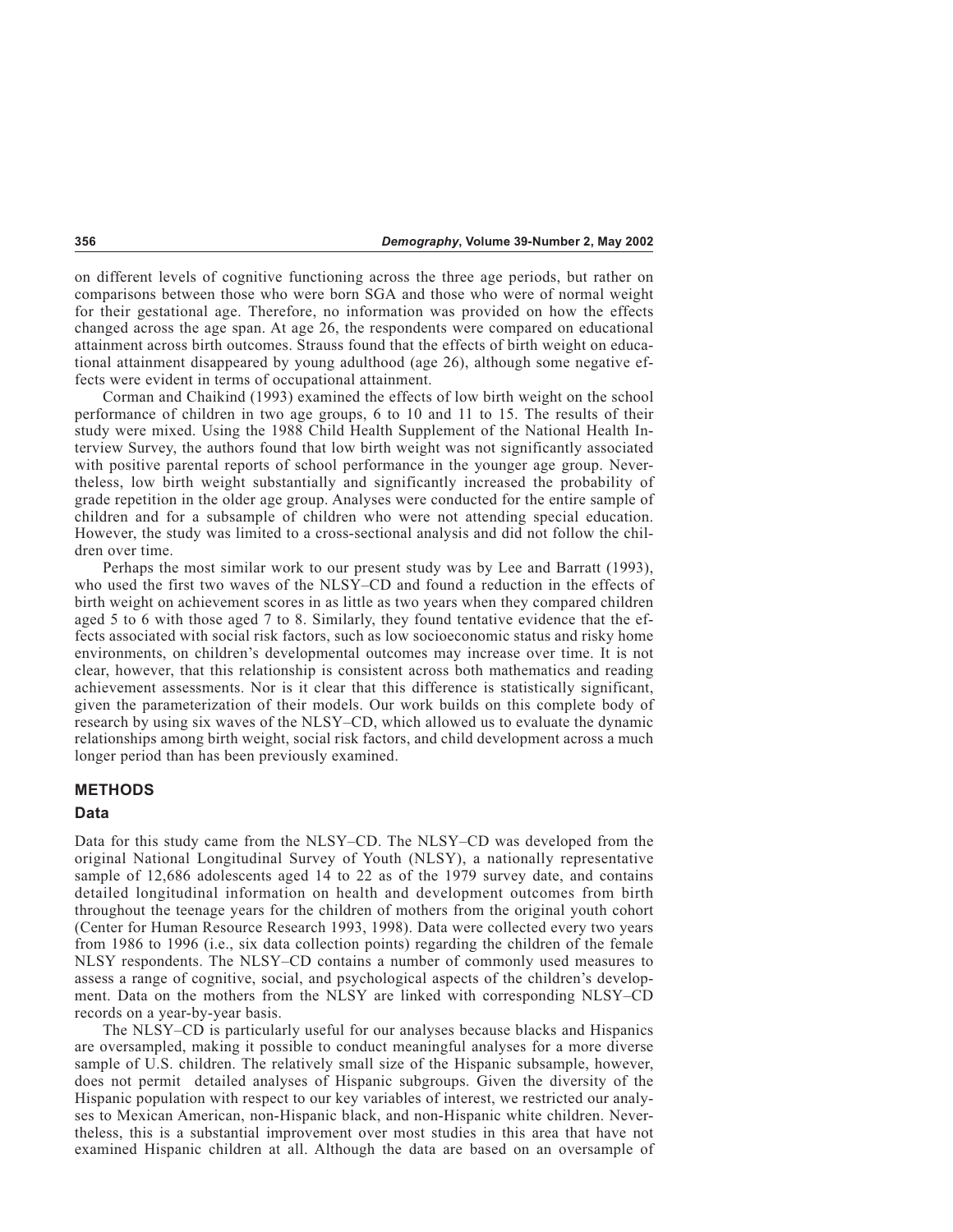on different levels of cognitive functioning across the three age periods, but rather on comparisons between those who were born SGA and those who were of normal weight for their gestational age. Therefore, no information was provided on how the effects changed across the age span. At age 26, the respondents were compared on educational attainment across birth outcomes. Strauss found that the effects of birth weight on educational attainment disappeared by young adulthood (age 26), although some negative effects were evident in terms of occupational attainment.

Corman and Chaikind (1993) examined the effects of low birth weight on the school performance of children in two age groups, 6 to 10 and 11 to 15. The results of their study were mixed. Using the 1988 Child Health Supplement of the National Health Interview Survey, the authors found that low birth weight was not significantly associated with positive parental reports of school performance in the younger age group. Nevertheless, low birth weight substantially and significantly increased the probability of grade repetition in the older age group. Analyses were conducted for the entire sample of children and for a subsample of children who were not attending special education. However, the study was limited to a cross-sectional analysis and did not follow the children over time.

Perhaps the most similar work to our present study was by Lee and Barratt (1993), who used the first two waves of the NLSY–CD and found a reduction in the effects of birth weight on achievement scores in as little as two years when they compared children aged 5 to 6 with those aged 7 to 8. Similarly, they found tentative evidence that the effects associated with social risk factors, such as low socioeconomic status and risky home environments, on children's developmental outcomes may increase over time. It is not clear, however, that this relationship is consistent across both mathematics and reading achievement assessments. Nor is it clear that this difference is statistically significant, given the parameterization of their models. Our work builds on this complete body of research by using six waves of the NLSY–CD, which allowed us to evaluate the dynamic relationships among birth weight, social risk factors, and child development across a much longer period than has been previously examined.

## METHODS

### Data

Data for this study came from the NLSY–CD. The NLSY–CD was developed from the original National Longitudinal Survey of Youth (NLSY), a nationally representative sample of 12,686 adolescents aged 14 to 22 as of the 1979 survey date, and contains detailed longitudinal information on health and development outcomes from birth throughout the teenage years for the children of mothers from the original youth cohort (Center for Human Resource Research 1993, 1998). Data were collected every two years from 1986 to 1996 (i.e., six data collection points) regarding the children of the female NLSY respondents. The NLSY–CD contains a number of commonly used measures to assess a range of cognitive, social, and psychological aspects of the children's development. Data on the mothers from the NLSY are linked with corresponding NLSY–CD records on a year-by-year basis.

The NLSY–CD is particularly useful for our analyses because blacks and Hispanics are oversampled, making it possible to conduct meaningful analyses for a more diverse sample of U.S. children. The relatively small size of the Hispanic subsample, however, does not permit detailed analyses of Hispanic subgroups. Given the diversity of the Hispanic population with respect to our key variables of interest, we restricted our analyses to Mexican American, non-Hispanic black, and non-Hispanic white children. Nevertheless, this is a substantial improvement over most studies in this area that have not examined Hispanic children at all. Although the data are based on an oversample of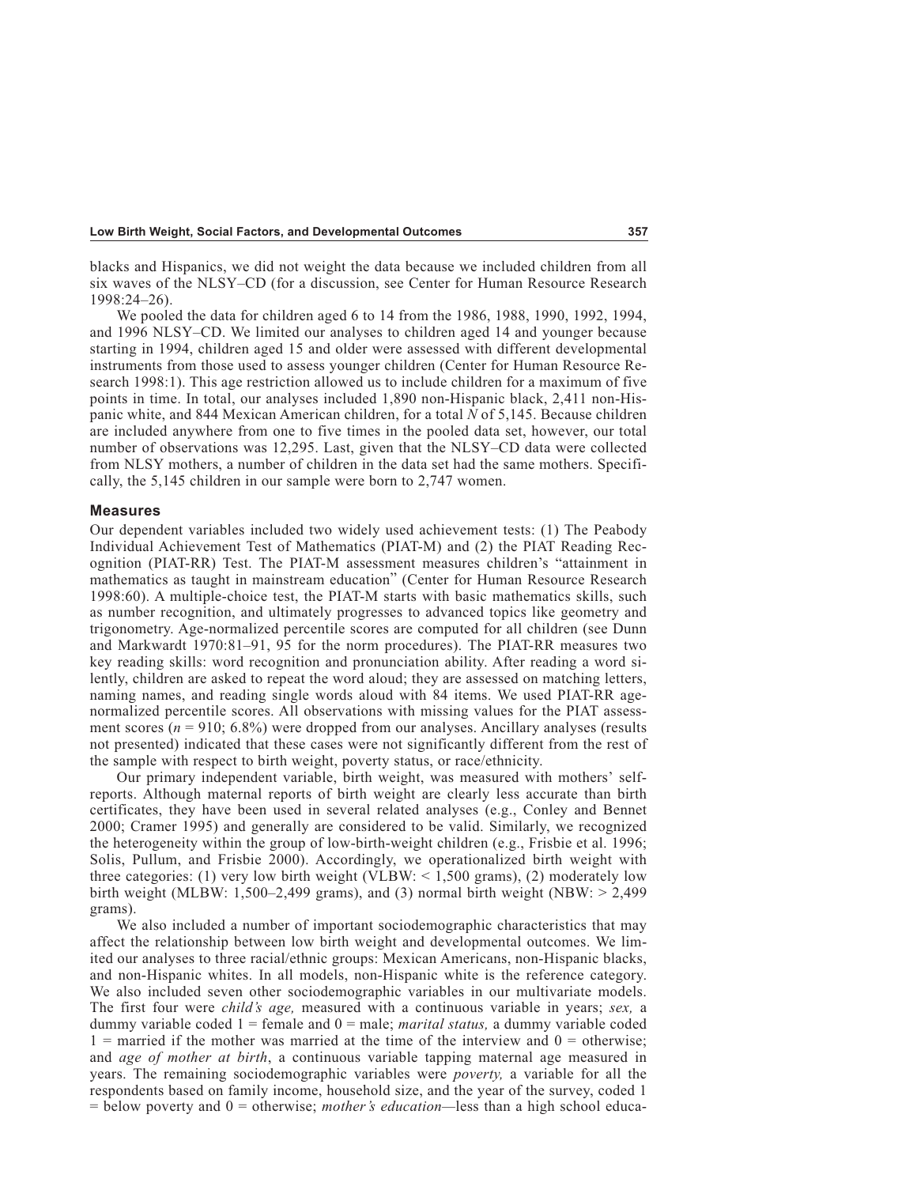blacks and Hispanics, we did not weight the data because we included children from all six waves of the NLSY–CD (for a discussion, see Center for Human Resource Research 1998:24–26).

We pooled the data for children aged 6 to 14 from the 1986, 1988, 1990, 1992, 1994, and 1996 NLSY–CD. We limited our analyses to children aged 14 and younger because starting in 1994, children aged 15 and older were assessed with different developmental instruments from those used to assess younger children (Center for Human Resource Research 1998:1). This age restriction allowed us to include children for a maximum of five points in time. In total, our analyses included 1,890 non-Hispanic black, 2,411 non-Hispanic white, and 844 Mexican American children, for a total *N* of 5,145. Because children are included anywhere from one to five times in the pooled data set, however, our total number of observations was 12,295. Last, given that the NLSY–CD data were collected from NLSY mothers, a number of children in the data set had the same mothers. Specifically, the 5,145 children in our sample were born to 2,747 women.

## Measures

Our dependent variables included two widely used achievement tests: (1) The Peabody Individual Achievement Test of Mathematics (PIAT-M) and (2) the PIAT Reading Recognition (PIAT-RR) Test. The PIAT-M assessment measures children's "attainment in mathematics as taught in mainstream education" (Center for Human Resource Research 1998:60). A multiple-choice test, the PIAT-M starts with basic mathematics skills, such as number recognition, and ultimately progresses to advanced topics like geometry and trigonometry. Age-normalized percentile scores are computed for all children (see Dunn and Markwardt 1970:81–91, 95 for the norm procedures). The PIAT-RR measures two key reading skills: word recognition and pronunciation ability. After reading a word silently, children are asked to repeat the word aloud; they are assessed on matching letters, naming names, and reading single words aloud with 84 items. We used PIAT-RR age-normalized percentile scores. All observations with missing values for the PIAT assessment scores ($n = 910$; 6.8%) were dropped from our analyses. Ancillary analyses (results not presented) indicated that these cases were not significantly different from the rest of the sample with respect to birth weight, poverty status, or race/ethnicity.

Our primary independent variable, birth weight, was measured with mothers' self-reports. Although maternal reports of birth weight are clearly less accurate than birth certificates, they have been used in several related analyses (e.g., Conley and Bennet 2000; Cramer 1995) and generally are considered to be valid. Similarly, we recognized the heterogeneity within the group of low-birth-weight children (e.g., Frisbie et al. 1996; Solis, Pullum, and Frisbie 2000). Accordingly, we operationalized birth weight with three categories: (1) very low birth weight (VLBW: < 1,500 grams), (2) moderately low birth weight (MLBW: 1,500–2,499 grams), and (3) normal birth weight (NBW: > 2,499 grams).

We also included a number of important sociodemographic characteristics that may affect the relationship between low birth weight and developmental outcomes. We limited our analyses to three racial/ethnic groups: Mexican Americans, non-Hispanic blacks, and non-Hispanic whites. In all models, non-Hispanic white is the reference category. We also included seven other sociodemographic variables in our multivariate models. The first four were *child's age,* measured with a continuous variable in years; *sex,* a dummy variable coded 1 = female and 0 = male; *marital status,* a dummy variable coded 1 = married if the mother was married at the time of the interview and 0 = otherwise; and *age of mother at birth*, a continuous variable tapping maternal age measured in years. The remaining sociodemographic variables were *poverty,* a variable for all the respondents based on family income, household size, and the year of the survey, coded 1 = below poverty and 0 = otherwise; *mother's education*—less than a high school educa-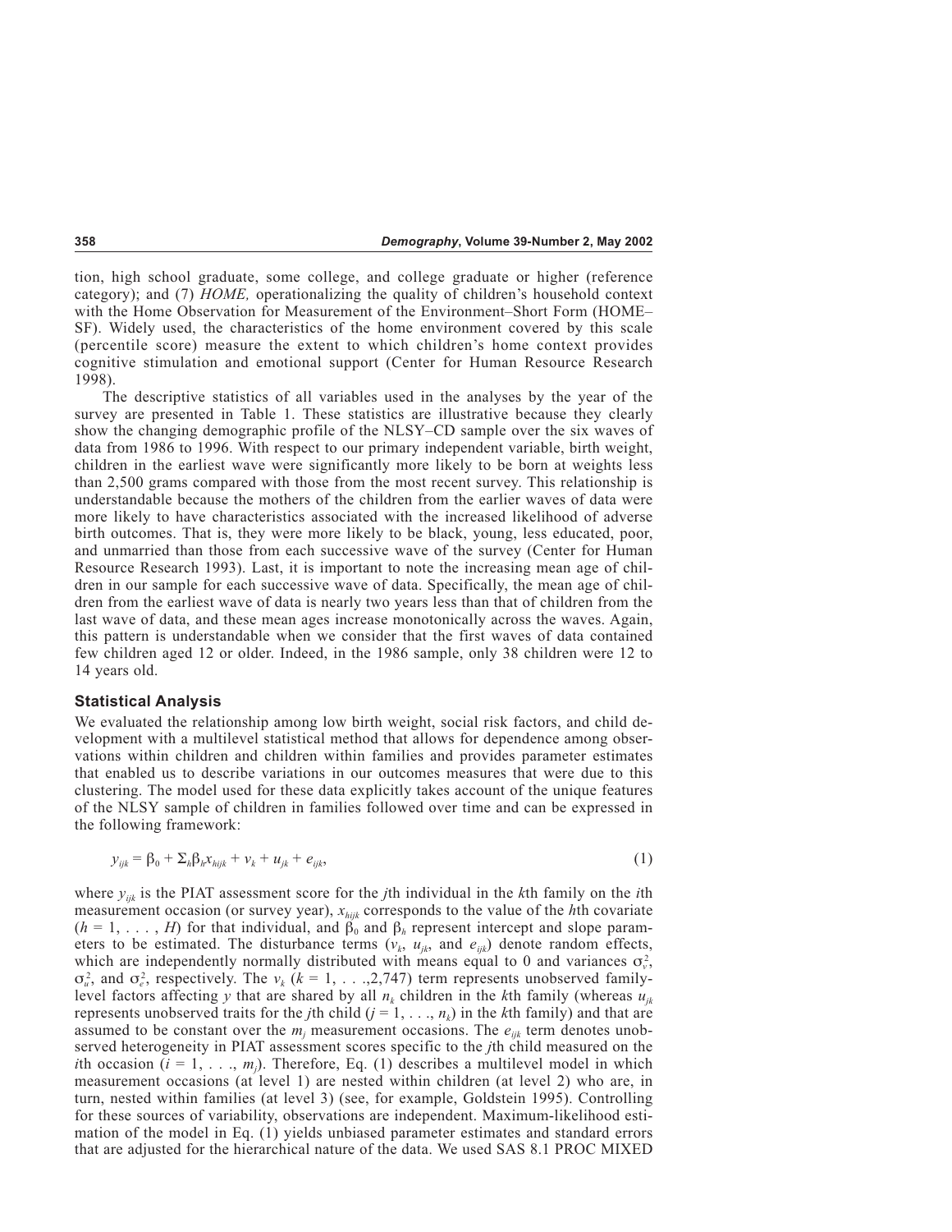tion, high school graduate, some college, and college graduate or higher (reference category); and (7) *HOME,* operationalizing the quality of children's household context with the Home Observation for Measurement of the Environment–Short Form (HOME–SF). Widely used, the characteristics of the home environment covered by this scale (percentile score) measure the extent to which children's home context provides cognitive stimulation and emotional support (Center for Human Resource Research 1998).

The descriptive statistics of all variables used in the analyses by the year of the survey are presented in Table 1. These statistics are illustrative because they clearly show the changing demographic profile of the NLSY–CD sample over the six waves of data from 1986 to 1996. With respect to our primary independent variable, birth weight, children in the earliest wave were significantly more likely to be born at weights less than 2,500 grams compared with those from the most recent survey. This relationship is understandable because the mothers of the children from the earlier waves of data were more likely to have characteristics associated with the increased likelihood of adverse birth outcomes. That is, they were more likely to be black, young, less educated, poor, and unmarried than those from each successive wave of the survey (Center for Human Resource Research 1993). Last, it is important to note the increasing mean age of children in our sample for each successive wave of data. Specifically, the mean age of children from the earliest wave of data is nearly two years less than that of children from the last wave of data, and these mean ages increase monotonically across the waves. Again, this pattern is understandable when we consider that the first waves of data contained few children aged 12 or older. Indeed, in the 1986 sample, only 38 children were 12 to 14 years old.

## Statistical Analysis

We evaluated the relationship among low birth weight, social risk factors, and child development with a multilevel statistical method that allows for dependence among observations within children and children within families and provides parameter estimates that enabled us to describe variations in our outcomes measures that were due to this clustering. The model used for these data explicitly takes account of the unique features of the NLSY sample of children in families followed over time and can be expressed in the following framework:

$$y_{ijk} = \beta_0 + \Sigma_h \beta_h x_{hijk} + v_k + u_{jk} + e_{ijk}, \tag{1}$$

where $y_{ijk}$ is the PIAT assessment score for the $j$th individual in the $k$th family on the $i$th measurement occasion (or survey year), $x_{hijk}$ corresponds to the value of the $h$th covariate ($h = 1, \ldots, H$) for that individual, and $\beta_0$ and $\beta_h$ represent intercept and slope parameters to be estimated. The disturbance terms ($v_k$, $u_{jk}$, and $e_{ijk}$) denote random effects, which are independently normally distributed with means equal to 0 and variances $\sigma_v^2$, $\sigma_u^2$, and $\sigma_e^2$, respectively. The $v_k$ ($k = 1, \ldots, 2{,}747$) term represents unobserved family-level factors affecting $y$ that are shared by all $n_k$ children in the $k$th family (whereas $u_{jk}$ represents unobserved traits for the $j$th child ($j = 1, \ldots, n_k$) in the $k$th family) and that are assumed to be constant over the $m_j$ measurement occasions. The $e_{ijk}$ term denotes unobserved heterogeneity in PIAT assessment scores specific to the $j$th child measured on the $i$th occasion ($i = 1, \ldots, m_j$). Therefore, Eq. (1) describes a multilevel model in which measurement occasions (at level 1) are nested within children (at level 2) who are, in turn, nested within families (at level 3) (see, for example, Goldstein 1995). Controlling for these sources of variability, observations are independent. Maximum-likelihood estimation of the model in Eq. (1) yields unbiased parameter estimates and standard errors that are adjusted for the hierarchical nature of the data. We used SAS 8.1 PROC MIXED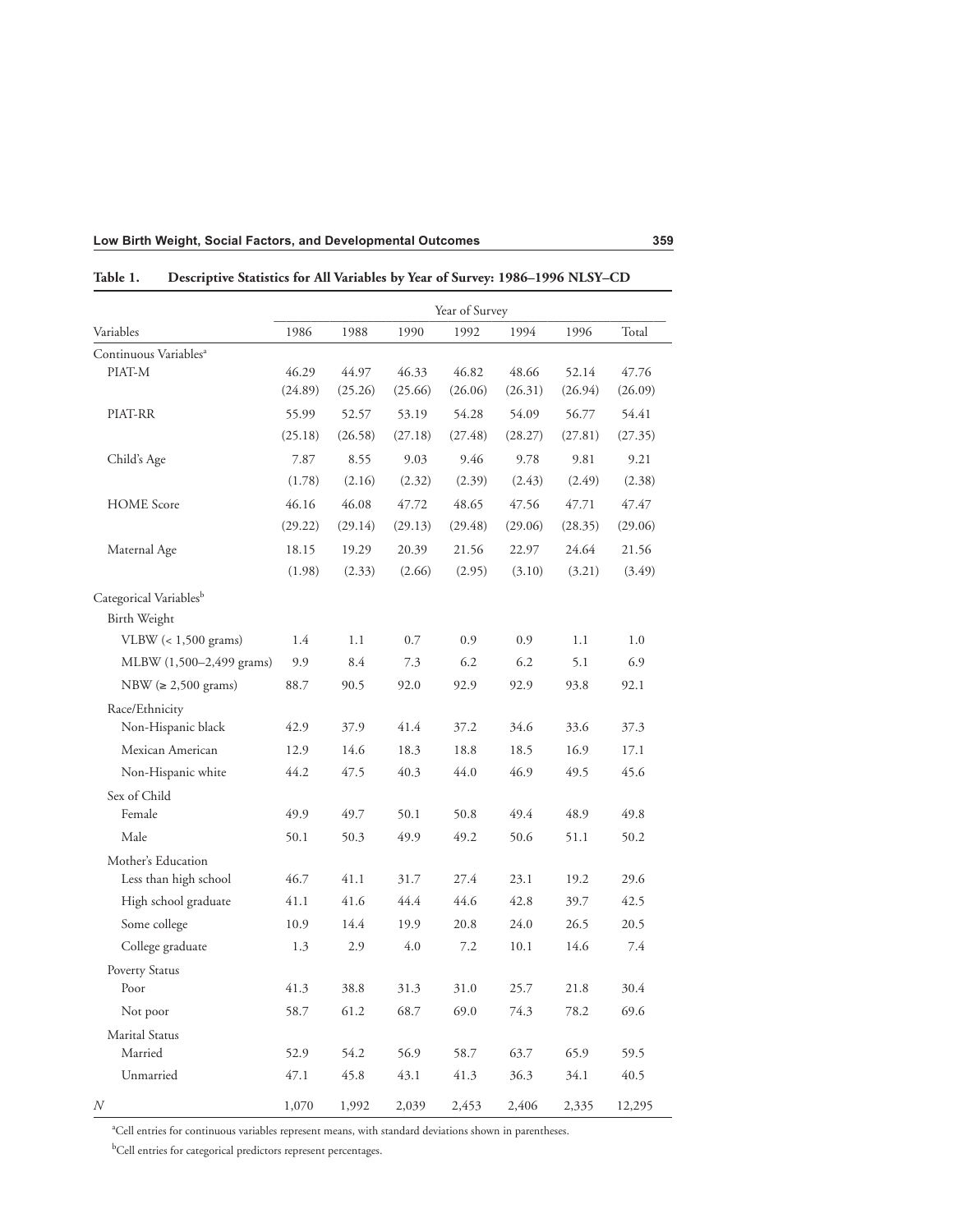**Table 1. Descriptive Statistics for All Variables by Year of Survey: 1986–1996 NLSY–CD**

| Variables | Year of Survey | | | | | | |
|---|---|---|---|---|---|---|---|
| | 1986 | 1988 | 1990 | 1992 | 1994 | 1996 | Total |
| Continuous Variables[a] | | | | | | | |
| PIAT-M | 46.29 | 44.97 | 46.33 | 46.82 | 48.66 | 52.14 | 47.76 |
| | (24.89) | (25.26) | (25.66) | (26.06) | (26.31) | (26.94) | (26.09) |
| PIAT-RR | 55.99 | 52.57 | 53.19 | 54.28 | 54.09 | 56.77 | 54.41 |
| | (25.18) | (26.58) | (27.18) | (27.48) | (28.27) | (27.81) | (27.35) |
| Child's Age | 7.87 | 8.55 | 9.03 | 9.46 | 9.78 | 9.81 | 9.21 |
| | (1.78) | (2.16) | (2.32) | (2.39) | (2.43) | (2.49) | (2.38) |
| HOME Score | 46.16 | 46.08 | 47.72 | 48.65 | 47.56 | 47.71 | 47.47 |
| | (29.22) | (29.14) | (29.13) | (29.48) | (29.06) | (28.35) | (29.06) |
| Maternal Age | 18.15 | 19.29 | 20.39 | 21.56 | 22.97 | 24.64 | 21.56 |
| | (1.98) | (2.33) | (2.66) | (2.95) | (3.10) | (3.21) | (3.49) |
| Categorical Variables[b] | | | | | | | |
| Birth Weight | | | | | | | |
| VLBW (< 1,500 grams) | 1.4 | 1.1 | 0.7 | 0.9 | 0.9 | 1.1 | 1.0 |
| MLBW (1,500–2,499 grams) | 9.9 | 8.4 | 7.3 | 6.2 | 6.2 | 5.1 | 6.9 |
| NBW (≥ 2,500 grams) | 88.7 | 90.5 | 92.0 | 92.9 | 92.9 | 93.8 | 92.1 |
| Race/Ethnicity | | | | | | | |
| Non-Hispanic black | 42.9 | 37.9 | 41.4 | 37.2 | 34.6 | 33.6 | 37.3 |
| Mexican American | 12.9 | 14.6 | 18.3 | 18.8 | 18.5 | 16.9 | 17.1 |
| Non-Hispanic white | 44.2 | 47.5 | 40.3 | 44.0 | 46.9 | 49.5 | 45.6 |
| Sex of Child | | | | | | | |
| Female | 49.9 | 49.7 | 50.1 | 50.8 | 49.4 | 48.9 | 49.8 |
| Male | 50.1 | 50.3 | 49.9 | 49.2 | 50.6 | 51.1 | 50.2 |
| Mother's Education | | | | | | | |
| Less than high school | 46.7 | 41.1 | 31.7 | 27.4 | 23.1 | 19.2 | 29.6 |
| High school graduate | 41.1 | 41.6 | 44.4 | 44.6 | 42.8 | 39.7 | 42.5 |
| Some college | 10.9 | 14.4 | 19.9 | 20.8 | 24.0 | 26.5 | 20.5 |
| College graduate | 1.3 | 2.9 | 4.0 | 7.2 | 10.1 | 14.6 | 7.4 |
| Poverty Status | | | | | | | |
| Poor | 41.3 | 38.8 | 31.3 | 31.0 | 25.7 | 21.8 | 30.4 |
| Not poor | 58.7 | 61.2 | 68.7 | 69.0 | 74.3 | 78.2 | 69.6 |
| Marital Status | | | | | | | |
| Married | 52.9 | 54.2 | 56.9 | 58.7 | 63.7 | 65.9 | 59.5 |
| Unmarried | 47.1 | 45.8 | 43.1 | 41.3 | 36.3 | 34.1 | 40.5 |
| *N* | 1,070 | 1,992 | 2,039 | 2,453 | 2,406 | 2,335 | 12,295 |

[a]Cell entries for continuous variables represent means, with standard deviations shown in parentheses.

[b]Cell entries for categorical predictors represent percentages.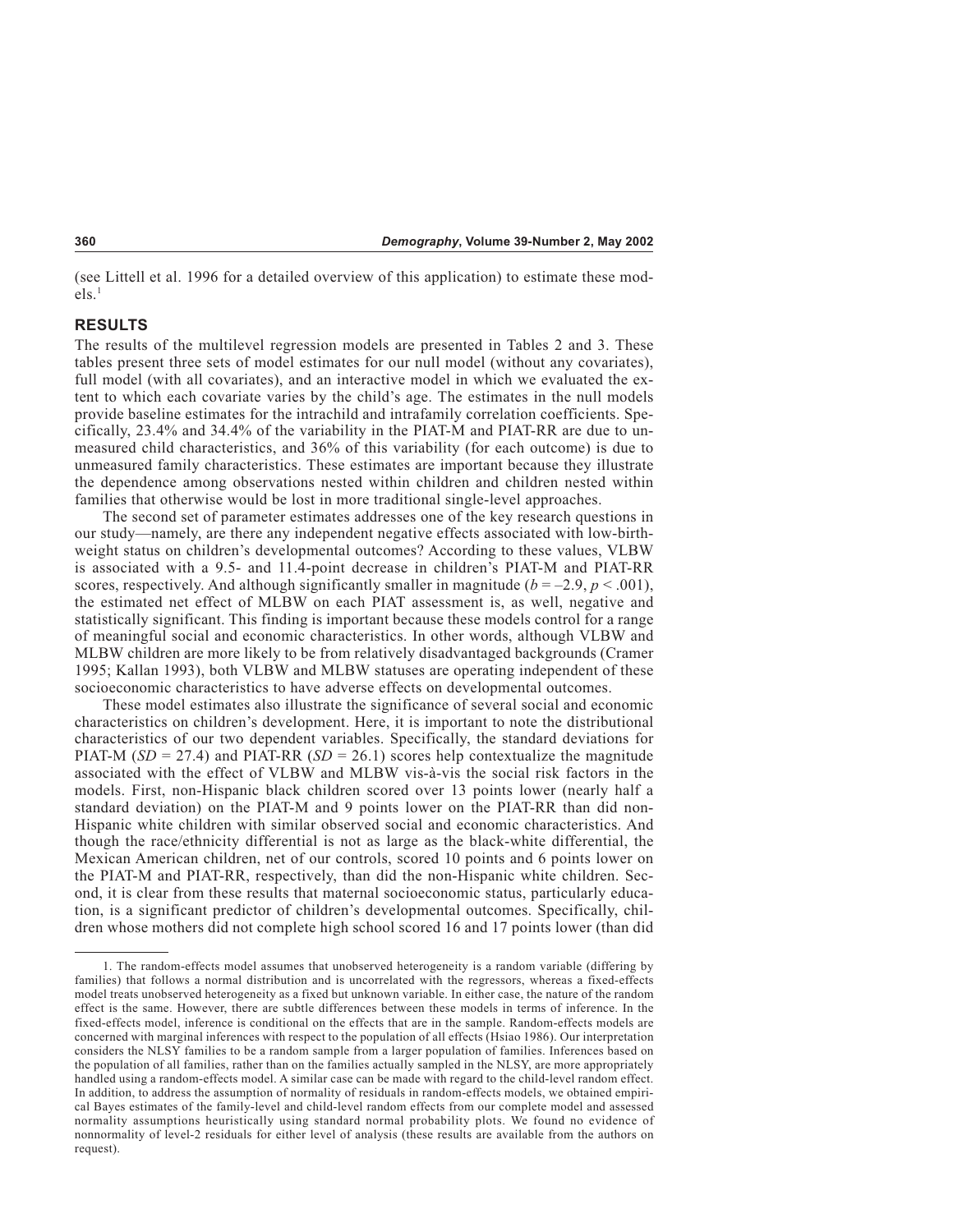(see Littell et al. 1996 for a detailed overview of this application) to estimate these models.[1]

## RESULTS

The results of the multilevel regression models are presented in Tables 2 and 3. These tables present three sets of model estimates for our null model (without any covariates), full model (with all covariates), and an interactive model in which we evaluated the extent to which each covariate varies by the child's age. The estimates in the null models provide baseline estimates for the intrachild and intrafamily correlation coefficients. Specifically, 23.4% and 34.4% of the variability in the PIAT-M and PIAT-RR are due to unmeasured child characteristics, and 36% of this variability (for each outcome) is due to unmeasured family characteristics. These estimates are important because they illustrate the dependence among observations nested within children and children nested within families that otherwise would be lost in more traditional single-level approaches.

The second set of parameter estimates addresses one of the key research questions in our study—namely, are there any independent negative effects associated with low-birth-weight status on children's developmental outcomes? According to these values, VLBW is associated with a 9.5- and 11.4-point decrease in children's PIAT-M and PIAT-RR scores, respectively. And although significantly smaller in magnitude ($b = -2.9$, $p < .001$), the estimated net effect of MLBW on each PIAT assessment is, as well, negative and statistically significant. This finding is important because these models control for a range of meaningful social and economic characteristics. In other words, although VLBW and MLBW children are more likely to be from relatively disadvantaged backgrounds (Cramer 1995; Kallan 1993), both VLBW and MLBW statuses are operating independent of these socioeconomic characteristics to have adverse effects on developmental outcomes.

These model estimates also illustrate the significance of several social and economic characteristics on children's development. Here, it is important to note the distributional characteristics of our two dependent variables. Specifically, the standard deviations for PIAT-M ($SD = 27.4$) and PIAT-RR ($SD = 26.1$) scores help contextualize the magnitude associated with the effect of VLBW and MLBW vis-à-vis the social risk factors in the models. First, non-Hispanic black children scored over 13 points lower (nearly half a standard deviation) on the PIAT-M and 9 points lower on the PIAT-RR than did non-Hispanic white children with similar observed social and economic characteristics. And though the race/ethnicity differential is not as large as the black-white differential, the Mexican American children, net of our controls, scored 10 points and 6 points lower on the PIAT-M and PIAT-RR, respectively, than did the non-Hispanic white children. Second, it is clear from these results that maternal socioeconomic status, particularly education, is a significant predictor of children's developmental outcomes. Specifically, children whose mothers did not complete high school scored 16 and 17 points lower (than did

1. The random-effects model assumes that unobserved heterogeneity is a random variable (differing by families) that follows a normal distribution and is uncorrelated with the regressors, whereas a fixed-effects model treats unobserved heterogeneity as a fixed but unknown variable. In either case, the nature of the random effect is the same. However, there are subtle differences between these models in terms of inference. In the fixed-effects model, inference is conditional on the effects that are in the sample. Random-effects models are concerned with marginal inferences with respect to the population of all effects (Hsiao 1986). Our interpretation considers the NLSY families to be a random sample from a larger population of families. Inferences based on the population of all families, rather than on the families actually sampled in the NLSY, are more appropriately handled using a random-effects model. A similar case can be made with regard to the child-level random effect. In addition, to address the assumption of normality of residuals in random-effects models, we obtained empirical Bayes estimates of the family-level and child-level random effects from our complete model and assessed normality assumptions heuristically using standard normal probability plots. We found no evidence of nonnormality of level-2 residuals for either level of analysis (these results are available from the authors on request).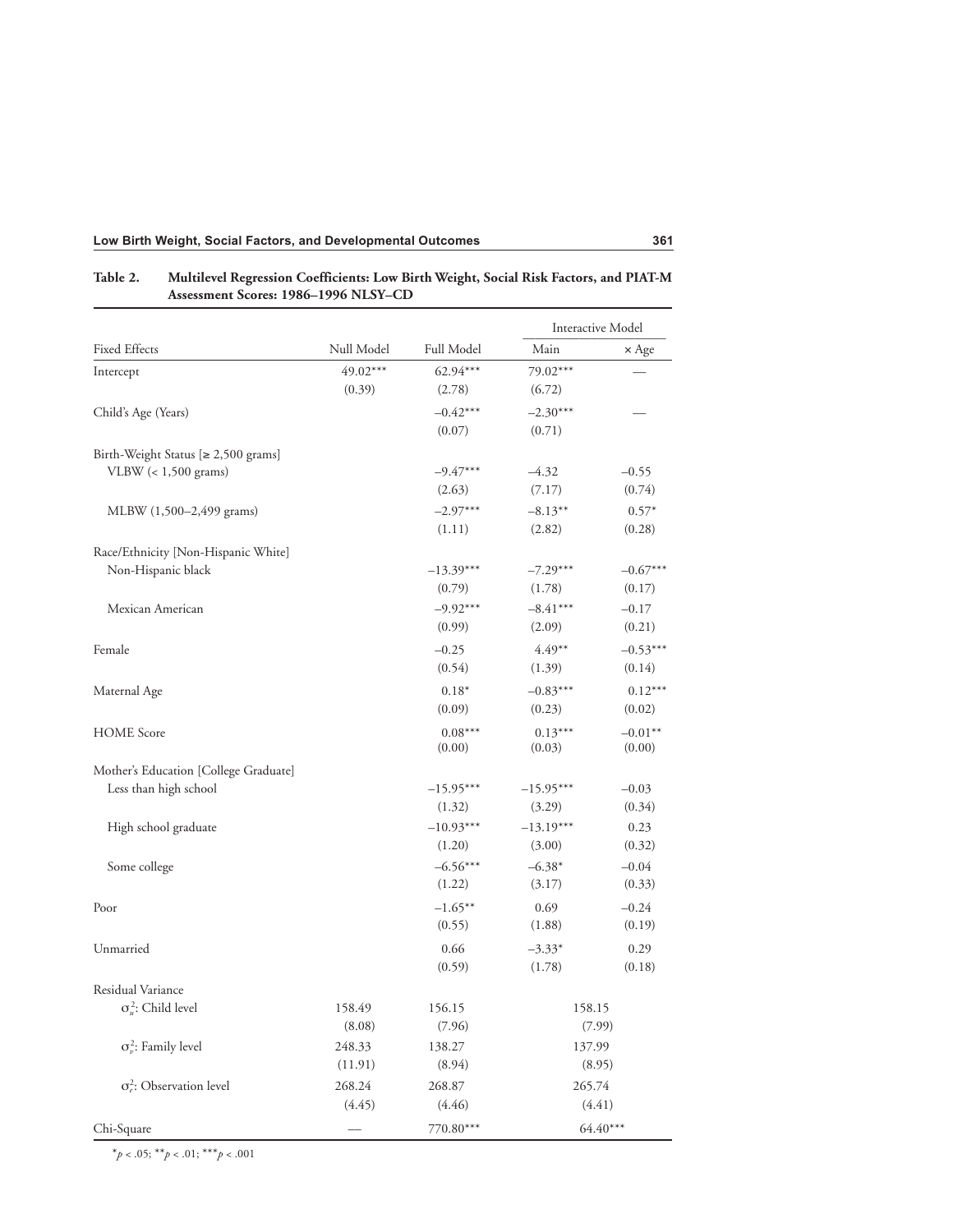**Table 2. Multilevel Regression Coefficients: Low Birth Weight, Social Risk Factors, and PIAT-M Assessment Scores: 1986–1996 NLSY–CD**

| Fixed Effects | Null Model | Full Model | Interactive Model | |
|---|---|---|---|---|
| | | | Main | × Age |
| Intercept | 49.02*** | 62.94*** | 79.02*** | — |
| | (0.39) | (2.78) | (6.72) | |
| Child's Age (Years) | | −0.42*** | −2.30*** | — |
| | | (0.07) | (0.71) | |
| Birth-Weight Status [≥ 2,500 grams] | | | | |
| VLBW (< 1,500 grams) | | −9.47*** | −4.32 | −0.55 |
| | | (2.63) | (7.17) | (0.74) |
| MLBW (1,500–2,499 grams) | | −2.97*** | −8.13** | 0.57* |
| | | (1.11) | (2.82) | (0.28) |
| Race/Ethnicity [Non-Hispanic White] | | | | |
| Non-Hispanic black | | −13.39*** | −7.29*** | −0.67*** |
| | | (0.79) | (1.78) | (0.17) |
| Mexican American | | −9.92*** | −8.41*** | −0.17 |
| | | (0.99) | (2.09) | (0.21) |
| Female | | −0.25 | 4.49** | −0.53*** |
| | | (0.54) | (1.39) | (0.14) |
| Maternal Age | | 0.18* | −0.83*** | 0.12*** |
| | | (0.09) | (0.23) | (0.02) |
| HOME Score | | 0.08*** | 0.13*** | −0.01** |
| | | (0.00) | (0.03) | (0.00) |
| Mother's Education [College Graduate] | | | | |
| Less than high school | | −15.95*** | −15.95*** | −0.03 |
| | | (1.32) | (3.29) | (0.34) |
| High school graduate | | −10.93*** | −13.19*** | 0.23 |
| | | (1.20) | (3.00) | (0.32) |
| Some college | | −6.56*** | −6.38* | −0.04 |
| | | (1.22) | (3.17) | (0.33) |
| Poor | | −1.65** | 0.69 | −0.24 |
| | | (0.55) | (1.88) | (0.19) |
| Unmarried | | 0.66 | −3.33* | 0.29 |
| | | (0.59) | (1.78) | (0.18) |
| Residual Variance | | | | |
| $\sigma_u^2$: Child level | 158.49 | 156.15 | 158.15 | |
| | (8.08) | (7.96) | (7.99) | |
| $\sigma_v^2$: Family level | 248.33 | 138.27 | 137.99 | |
| | (11.91) | (8.94) | (8.95) | |
| $\sigma_e^2$: Observation level | 268.24 | 268.87 | 265.74 | |
| | (4.45) | (4.46) | (4.41) | |
| Chi-Square | — | 770.80*** | 64.40*** | |

*$p < .05$; **$p < .01$; ***$p < .001$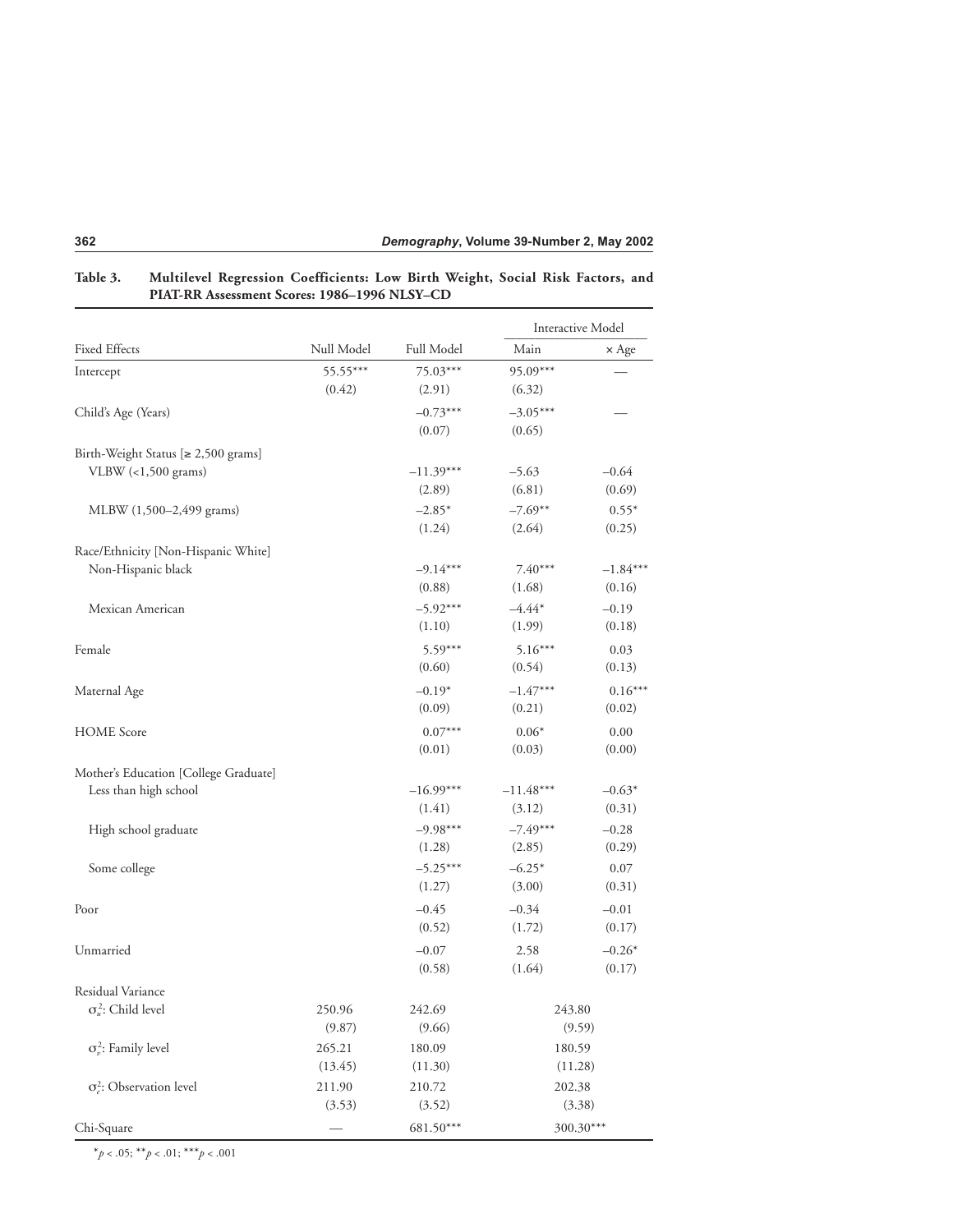**Table 3. Multilevel Regression Coefficients: Low Birth Weight, Social Risk Factors, and PIAT-RR Assessment Scores: 1986–1996 NLSY–CD**

| Fixed Effects | Null Model | Full Model | Interactive Model: Main | Interactive Model: × Age |
|---|---|---|---|---|
| Intercept | 55.55*** | 75.03*** | 95.09*** | — |
| | (0.42) | (2.91) | (6.32) | |
| Child's Age (Years) | | –0.73*** | –3.05*** | — |
| | | (0.07) | (0.65) | |
| Birth-Weight Status [≥ 2,500 grams] | | | | |
| VLBW (<1,500 grams) | | –11.39*** | –5.63 | –0.64 |
| | | (2.89) | (6.81) | (0.69) |
| MLBW (1,500–2,499 grams) | | –2.85* | –7.69** | 0.55* |
| | | (1.24) | (2.64) | (0.25) |
| Race/Ethnicity [Non-Hispanic White] | | | | |
| Non-Hispanic black | | –9.14*** | 7.40*** | –1.84*** |
| | | (0.88) | (1.68) | (0.16) |
| Mexican American | | –5.92*** | –4.44* | –0.19 |
| | | (1.10) | (1.99) | (0.18) |
| Female | | 5.59*** | 5.16*** | 0.03 |
| | | (0.60) | (0.54) | (0.13) |
| Maternal Age | | –0.19* | –1.47*** | 0.16*** |
| | | (0.09) | (0.21) | (0.02) |
| HOME Score | | 0.07*** | 0.06* | 0.00 |
| | | (0.01) | (0.03) | (0.00) |
| Mother's Education [College Graduate] | | | | |
| Less than high school | | –16.99*** | –11.48*** | –0.63* |
| | | (1.41) | (3.12) | (0.31) |
| High school graduate | | –9.98*** | –7.49*** | –0.28 |
| | | (1.28) | (2.85) | (0.29) |
| Some college | | –5.25*** | –6.25* | 0.07 |
| | | (1.27) | (3.00) | (0.31) |
| Poor | | –0.45 | –0.34 | –0.01 |
| | | (0.52) | (1.72) | (0.17) |
| Unmarried | | –0.07 | 2.58 | –0.26* |
| | | (0.58) | (1.64) | (0.17) |
| Residual Variance | | | | |
| $\sigma^2_u$: Child level | 250.96 | 242.69 | 243.80 | |
| | (9.87) | (9.66) | (9.59) | |
| $\sigma^2_v$: Family level | 265.21 | 180.09 | 180.59 | |
| | (13.45) | (11.30) | (11.28) | |
| $\sigma^2_\varepsilon$: Observation level | 211.90 | 210.72 | 202.38 | |
| | (3.53) | (3.52) | (3.38) | |
| Chi-Square | — | 681.50*** | 300.30*** | |

*$p < .05$; **$p < .01$; ***$p < .001$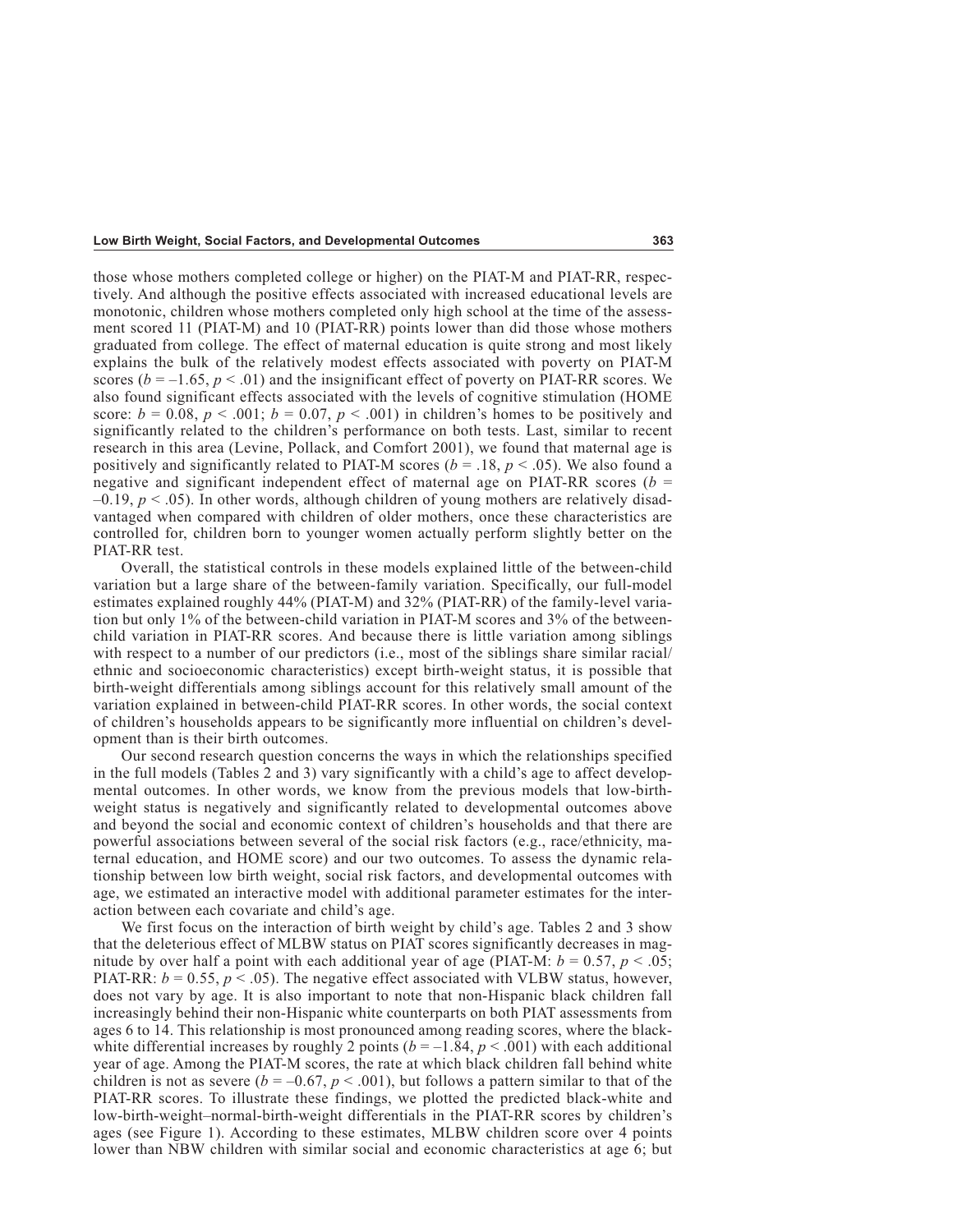those whose mothers completed college or higher) on the PIAT-M and PIAT-RR, respectively. And although the positive effects associated with increased educational levels are monotonic, children whose mothers completed only high school at the time of the assessment scored 11 (PIAT-M) and 10 (PIAT-RR) points lower than did those whose mothers graduated from college. The effect of maternal education is quite strong and most likely explains the bulk of the relatively modest effects associated with poverty on PIAT-M scores ($b = -1.65$, $p < .01$) and the insignificant effect of poverty on PIAT-RR scores. We also found significant effects associated with the levels of cognitive stimulation (HOME score: $b = 0.08$, $p < .001$; $b = 0.07$, $p < .001$) in children's homes to be positively and significantly related to the children's performance on both tests. Last, similar to recent research in this area (Levine, Pollack, and Comfort 2001), we found that maternal age is positively and significantly related to PIAT-M scores ($b = .18$, $p < .05$). We also found a negative and significant independent effect of maternal age on PIAT-RR scores ($b = -0.19$, $p < .05$). In other words, although children of young mothers are relatively disadvantaged when compared with children of older mothers, once these characteristics are controlled for, children born to younger women actually perform slightly better on the PIAT-RR test.

Overall, the statistical controls in these models explained little of the between-child variation but a large share of the between-family variation. Specifically, our full-model estimates explained roughly 44% (PIAT-M) and 32% (PIAT-RR) of the family-level variation but only 1% of the between-child variation in PIAT-M scores and 3% of the between-child variation in PIAT-RR scores. And because there is little variation among siblings with respect to a number of our predictors (i.e., most of the siblings share similar racial/ethnic and socioeconomic characteristics) except birth-weight status, it is possible that birth-weight differentials among siblings account for this relatively small amount of the variation explained in between-child PIAT-RR scores. In other words, the social context of children's households appears to be significantly more influential on children's development than is their birth outcomes.

Our second research question concerns the ways in which the relationships specified in the full models (Tables 2 and 3) vary significantly with a child's age to affect developmental outcomes. In other words, we know from the previous models that low-birth-weight status is negatively and significantly related to developmental outcomes above and beyond the social and economic context of children's households and that there are powerful associations between several of the social risk factors (e.g., race/ethnicity, maternal education, and HOME score) and our two outcomes. To assess the dynamic relationship between low birth weight, social risk factors, and developmental outcomes with age, we estimated an interactive model with additional parameter estimates for the interaction between each covariate and child's age.

We first focus on the interaction of birth weight by child's age. Tables 2 and 3 show that the deleterious effect of MLBW status on PIAT scores significantly decreases in magnitude by over half a point with each additional year of age (PIAT-M: $b = 0.57$, $p < .05$; PIAT-RR: $b = 0.55$, $p < .05$). The negative effect associated with VLBW status, however, does not vary by age. It is also important to note that non-Hispanic black children fall increasingly behind their non-Hispanic white counterparts on both PIAT assessments from ages 6 to 14. This relationship is most pronounced among reading scores, where the black-white differential increases by roughly 2 points ($b = -1.84$, $p < .001$) with each additional year of age. Among the PIAT-M scores, the rate at which black children fall behind white children is not as severe ($b = -0.67$, $p < .001$), but follows a pattern similar to that of the PIAT-RR scores. To illustrate these findings, we plotted the predicted black-white and low-birth-weight–normal-birth-weight differentials in the PIAT-RR scores by children's ages (see Figure 1). According to these estimates, MLBW children score over 4 points lower than NBW children with similar social and economic characteristics at age 6; but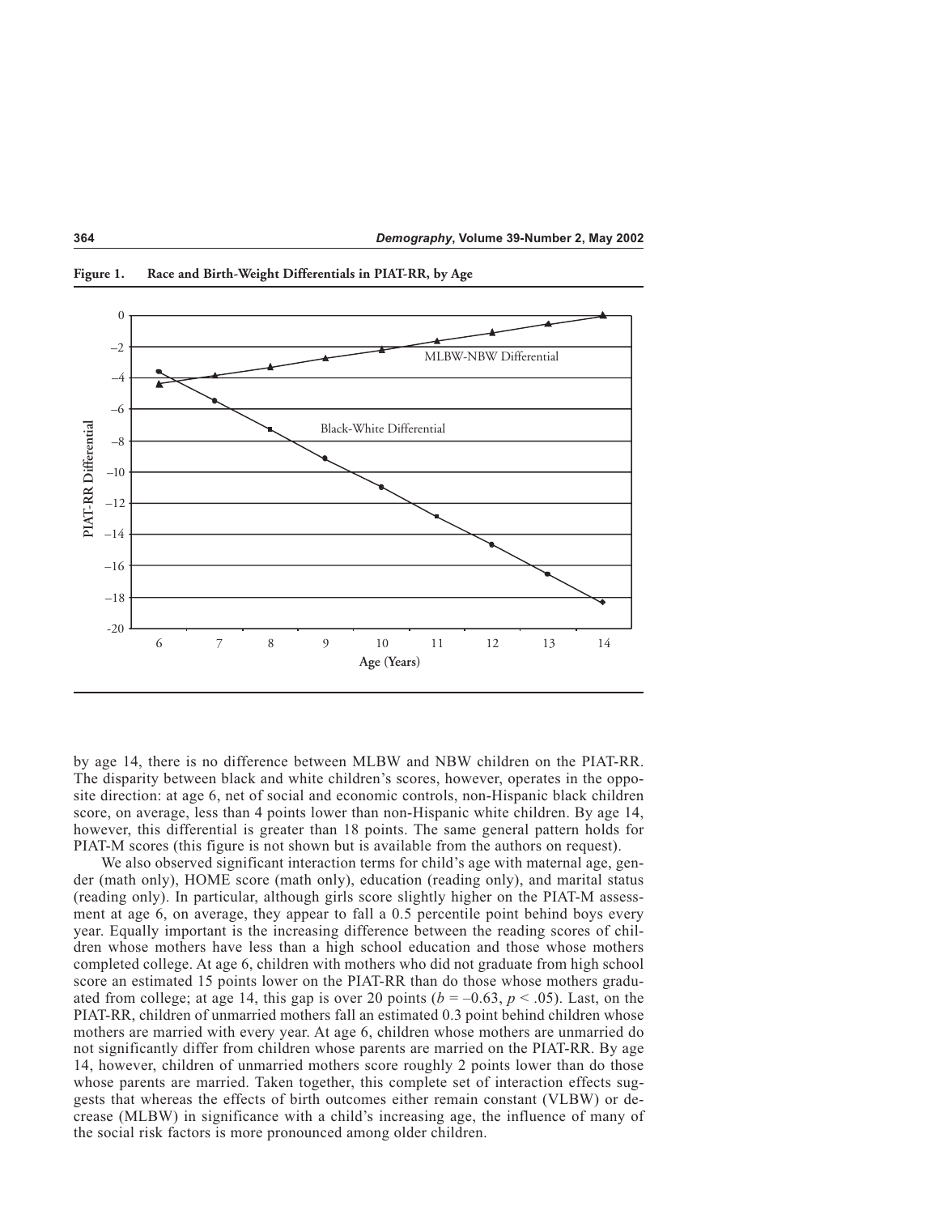**Figure 1. Race and Birth-Weight Differentials in PIAT-RR, by Age**

by age 14, there is no difference between MLBW and NBW children on the PIAT-RR. The disparity between black and white children's scores, however, operates in the opposite direction: at age 6, net of social and economic controls, non-Hispanic black children score, on average, less than 4 points lower than non-Hispanic white children. By age 14, however, this differential is greater than 18 points. The same general pattern holds for PIAT-M scores (this figure is not shown but is available from the authors on request).

We also observed significant interaction terms for child's age with maternal age, gender (math only), HOME score (math only), education (reading only), and marital status (reading only). In particular, although girls score slightly higher on the PIAT-M assessment at age 6, on average, they appear to fall a 0.5 percentile point behind boys every year. Equally important is the increasing difference between the reading scores of children whose mothers have less than a high school education and those whose mothers completed college. At age 6, children with mothers who did not graduate from high school score an estimated 15 points lower on the PIAT-RR than do those whose mothers graduated from college; at age 14, this gap is over 20 points ($b = -0.63$, $p < .05$). Last, on the PIAT-RR, children of unmarried mothers fall an estimated 0.3 point behind children whose mothers are married with every year. At age 6, children whose mothers are unmarried do not significantly differ from children whose parents are married on the PIAT-RR. By age 14, however, children of unmarried mothers score roughly 2 points lower than do those whose parents are married. Taken together, this complete set of interaction effects suggests that whereas the effects of birth outcomes either remain constant (VLBW) or decrease (MLBW) in significance with a child's increasing age, the influence of many of the social risk factors is more pronounced among older children.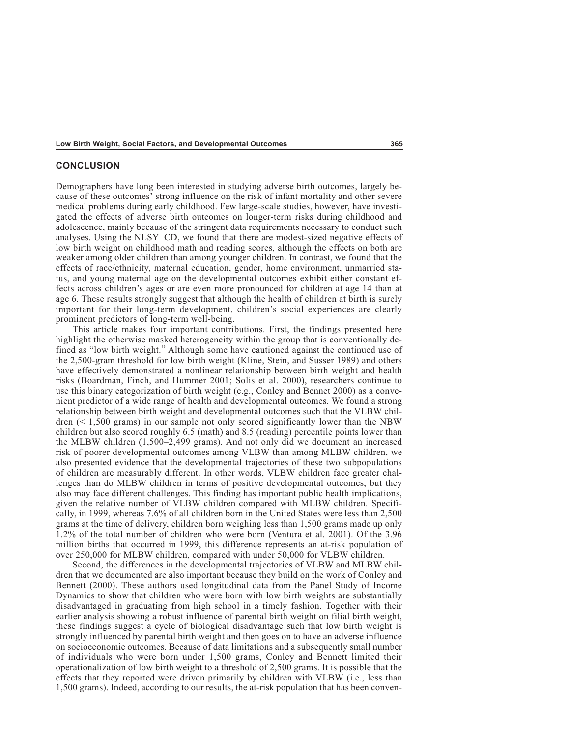## CONCLUSION

Demographers have long been interested in studying adverse birth outcomes, largely because of these outcomes' strong influence on the risk of infant mortality and other severe medical problems during early childhood. Few large-scale studies, however, have investigated the effects of adverse birth outcomes on longer-term risks during childhood and adolescence, mainly because of the stringent data requirements necessary to conduct such analyses. Using the NLSY–CD, we found that there are modest-sized negative effects of low birth weight on childhood math and reading scores, although the effects on both are weaker among older children than among younger children. In contrast, we found that the effects of race/ethnicity, maternal education, gender, home environment, unmarried status, and young maternal age on the developmental outcomes exhibit either constant effects across children's ages or are even more pronounced for children at age 14 than at age 6. These results strongly suggest that although the health of children at birth is surely important for their long-term development, children's social experiences are clearly prominent predictors of long-term well-being.

This article makes four important contributions. First, the findings presented here highlight the otherwise masked heterogeneity within the group that is conventionally defined as "low birth weight." Although some have cautioned against the continued use of the 2,500-gram threshold for low birth weight (Kline, Stein, and Susser 1989) and others have effectively demonstrated a nonlinear relationship between birth weight and health risks (Boardman, Finch, and Hummer 2001; Solis et al. 2000), researchers continue to use this binary categorization of birth weight (e.g., Conley and Bennet 2000) as a convenient predictor of a wide range of health and developmental outcomes. We found a strong relationship between birth weight and developmental outcomes such that the VLBW children (< 1,500 grams) in our sample not only scored significantly lower than the NBW children but also scored roughly 6.5 (math) and 8.5 (reading) percentile points lower than the MLBW children (1,500–2,499 grams). And not only did we document an increased risk of poorer developmental outcomes among VLBW than among MLBW children, we also presented evidence that the developmental trajectories of these two subpopulations of children are measurably different. In other words, VLBW children face greater challenges than do MLBW children in terms of positive developmental outcomes, but they also may face different challenges. This finding has important public health implications, given the relative number of VLBW children compared with MLBW children. Specifically, in 1999, whereas 7.6% of all children born in the United States were less than 2,500 grams at the time of delivery, children born weighing less than 1,500 grams made up only 1.2% of the total number of children who were born (Ventura et al. 2001). Of the 3.96 million births that occurred in 1999, this difference represents an at-risk population of over 250,000 for MLBW children, compared with under 50,000 for VLBW children.

Second, the differences in the developmental trajectories of VLBW and MLBW children that we documented are also important because they build on the work of Conley and Bennett (2000). These authors used longitudinal data from the Panel Study of Income Dynamics to show that children who were born with low birth weights are substantially disadvantaged in graduating from high school in a timely fashion. Together with their earlier analysis showing a robust influence of parental birth weight on filial birth weight, these findings suggest a cycle of biological disadvantage such that low birth weight is strongly influenced by parental birth weight and then goes on to have an adverse influence on socioeconomic outcomes. Because of data limitations and a subsequently small number of individuals who were born under 1,500 grams, Conley and Bennett limited their operationalization of low birth weight to a threshold of 2,500 grams. It is possible that the effects that they reported were driven primarily by children with VLBW (i.e., less than 1,500 grams). Indeed, according to our results, the at-risk population that has been conven-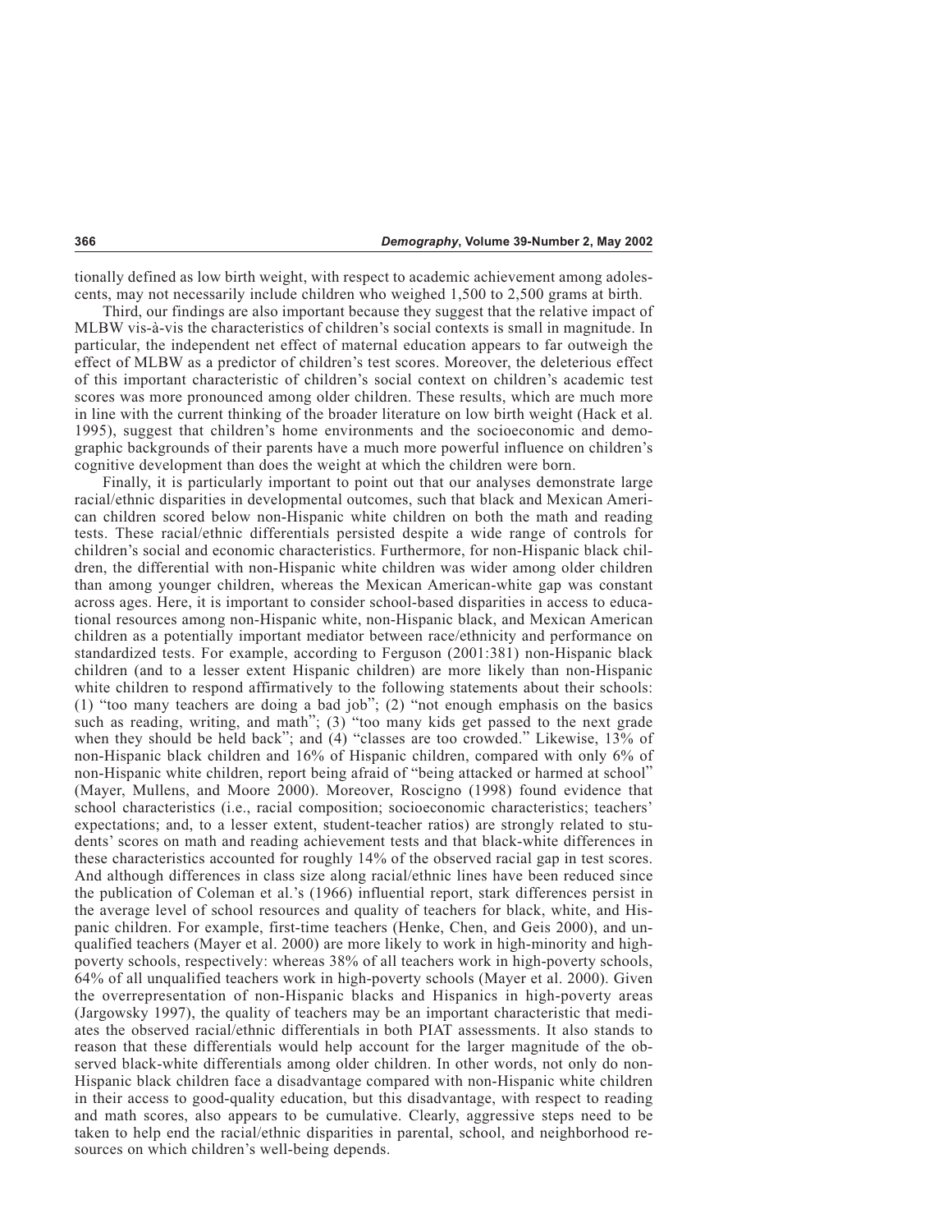tionally defined as low birth weight, with respect to academic achievement among adolescents, may not necessarily include children who weighed 1,500 to 2,500 grams at birth.

Third, our findings are also important because they suggest that the relative impact of MLBW vis-à-vis the characteristics of children's social contexts is small in magnitude. In particular, the independent net effect of maternal education appears to far outweigh the effect of MLBW as a predictor of children's test scores. Moreover, the deleterious effect of this important characteristic of children's social context on children's academic test scores was more pronounced among older children. These results, which are much more in line with the current thinking of the broader literature on low birth weight (Hack et al. 1995), suggest that children's home environments and the socioeconomic and demographic backgrounds of their parents have a much more powerful influence on children's cognitive development than does the weight at which the children were born.

Finally, it is particularly important to point out that our analyses demonstrate large racial/ethnic disparities in developmental outcomes, such that black and Mexican American children scored below non-Hispanic white children on both the math and reading tests. These racial/ethnic differentials persisted despite a wide range of controls for children's social and economic characteristics. Furthermore, for non-Hispanic black children, the differential with non-Hispanic white children was wider among older children than among younger children, whereas the Mexican American-white gap was constant across ages. Here, it is important to consider school-based disparities in access to educational resources among non-Hispanic white, non-Hispanic black, and Mexican American children as a potentially important mediator between race/ethnicity and performance on standardized tests. For example, according to Ferguson (2001:381) non-Hispanic black children (and to a lesser extent Hispanic children) are more likely than non-Hispanic white children to respond affirmatively to the following statements about their schools: (1) "too many teachers are doing a bad job"; (2) "not enough emphasis on the basics such as reading, writing, and math"; (3) "too many kids get passed to the next grade when they should be held back"; and (4) "classes are too crowded." Likewise, 13% of non-Hispanic black children and 16% of Hispanic children, compared with only 6% of non-Hispanic white children, report being afraid of "being attacked or harmed at school" (Mayer, Mullens, and Moore 2000). Moreover, Roscigno (1998) found evidence that school characteristics (i.e., racial composition; socioeconomic characteristics; teachers' expectations; and, to a lesser extent, student-teacher ratios) are strongly related to students' scores on math and reading achievement tests and that black-white differences in these characteristics accounted for roughly 14% of the observed racial gap in test scores. And although differences in class size along racial/ethnic lines have been reduced since the publication of Coleman et al.'s (1966) influential report, stark differences persist in the average level of school resources and quality of teachers for black, white, and Hispanic children. For example, first-time teachers (Henke, Chen, and Geis 2000), and unqualified teachers (Mayer et al. 2000) are more likely to work in high-minority and high-poverty schools, respectively: whereas 38% of all teachers work in high-poverty schools, 64% of all unqualified teachers work in high-poverty schools (Mayer et al. 2000). Given the overrepresentation of non-Hispanic blacks and Hispanics in high-poverty areas (Jargowsky 1997), the quality of teachers may be an important characteristic that mediates the observed racial/ethnic differentials in both PIAT assessments. It also stands to reason that these differentials would help account for the larger magnitude of the observed black-white differentials among older children. In other words, not only do non-Hispanic black children face a disadvantage compared with non-Hispanic white children in their access to good-quality education, but this disadvantage, with respect to reading and math scores, also appears to be cumulative. Clearly, aggressive steps need to be taken to help end the racial/ethnic disparities in parental, school, and neighborhood resources on which children's well-being depends.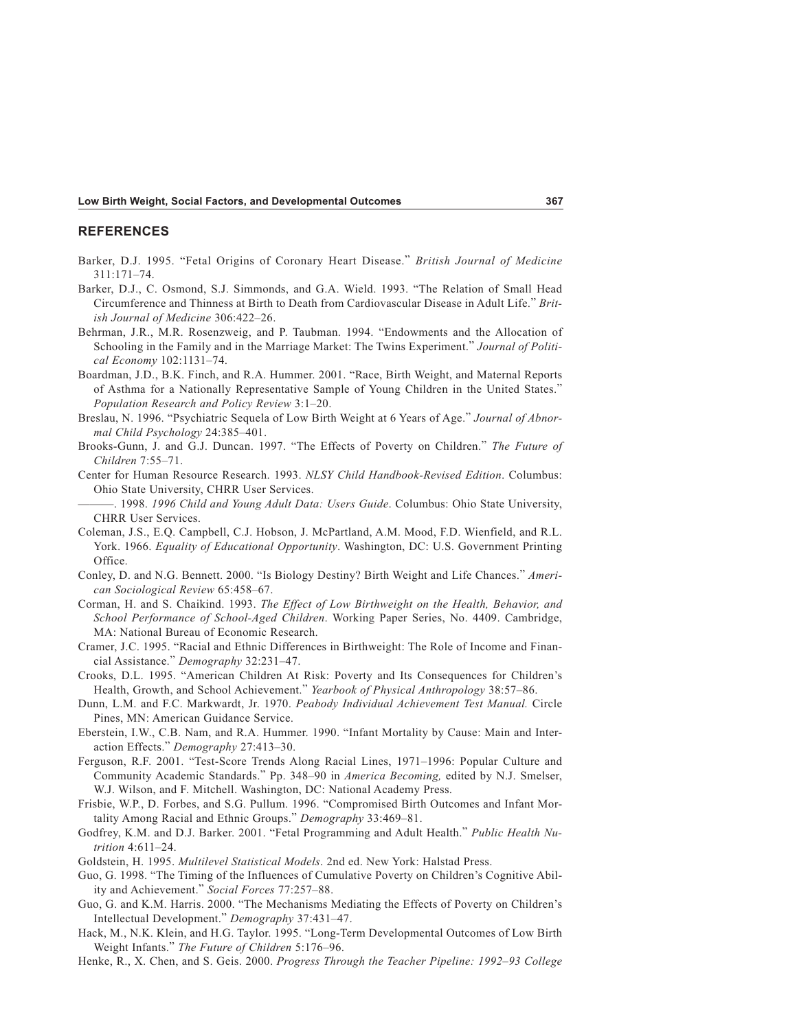## REFERENCES

Barker, D.J. 1995. "Fetal Origins of Coronary Heart Disease." *British Journal of Medicine* 311:171–74.

Barker, D.J., C. Osmond, S.J. Simmonds, and G.A. Wield. 1993. "The Relation of Small Head Circumference and Thinness at Birth to Death from Cardiovascular Disease in Adult Life." *British Journal of Medicine* 306:422–26.

Behrman, J.R., M.R. Rosenzweig, and P. Taubman. 1994. "Endowments and the Allocation of Schooling in the Family and in the Marriage Market: The Twins Experiment." *Journal of Political Economy* 102:1131–74.

Boardman, J.D., B.K. Finch, and R.A. Hummer. 2001. "Race, Birth Weight, and Maternal Reports of Asthma for a Nationally Representative Sample of Young Children in the United States." *Population Research and Policy Review* 3:1–20.

Breslau, N. 1996. "Psychiatric Sequela of Low Birth Weight at 6 Years of Age." *Journal of Abnormal Child Psychology* 24:385–401.

Brooks-Gunn, J. and G.J. Duncan. 1997. "The Effects of Poverty on Children." *The Future of Children* 7:55–71.

Center for Human Resource Research. 1993. *NLSY Child Handbook-Revised Edition*. Columbus: Ohio State University, CHRR User Services.

———. 1998. *1996 Child and Young Adult Data: Users Guide*. Columbus: Ohio State University, CHRR User Services.

Coleman, J.S., E.Q. Campbell, C.J. Hobson, J. McPartland, A.M. Mood, F.D. Wienfield, and R.L. York. 1966. *Equality of Educational Opportunity*. Washington, DC: U.S. Government Printing Office.

Conley, D. and N.G. Bennett. 2000. "Is Biology Destiny? Birth Weight and Life Chances." *American Sociological Review* 65:458–67.

Corman, H. and S. Chaikind. 1993. *The Effect of Low Birthweight on the Health, Behavior, and School Performance of School-Aged Children*. Working Paper Series, No. 4409. Cambridge, MA: National Bureau of Economic Research.

Cramer, J.C. 1995. "Racial and Ethnic Differences in Birthweight: The Role of Income and Financial Assistance." *Demography* 32:231–47.

Crooks, D.L. 1995. "American Children At Risk: Poverty and Its Consequences for Children's Health, Growth, and School Achievement." *Yearbook of Physical Anthropology* 38:57–86.

Dunn, L.M. and F.C. Markwardt, Jr. 1970. *Peabody Individual Achievement Test Manual.* Circle Pines, MN: American Guidance Service.

Eberstein, I.W., C.B. Nam, and R.A. Hummer. 1990. "Infant Mortality by Cause: Main and Interaction Effects." *Demography* 27:413–30.

Ferguson, R.F. 2001. "Test-Score Trends Along Racial Lines, 1971–1996: Popular Culture and Community Academic Standards." Pp. 348–90 in *America Becoming,* edited by N.J. Smelser, W.J. Wilson, and F. Mitchell. Washington, DC: National Academy Press.

Frisbie, W.P., D. Forbes, and S.G. Pullum. 1996. "Compromised Birth Outcomes and Infant Mortality Among Racial and Ethnic Groups." *Demography* 33:469–81.

Godfrey, K.M. and D.J. Barker. 2001. "Fetal Programming and Adult Health." *Public Health Nutrition* 4:611–24.

Goldstein, H. 1995. *Multilevel Statistical Models*. 2nd ed. New York: Halstad Press.

Guo, G. 1998. "The Timing of the Influences of Cumulative Poverty on Children's Cognitive Ability and Achievement." *Social Forces* 77:257–88.

Guo, G. and K.M. Harris. 2000. "The Mechanisms Mediating the Effects of Poverty on Children's Intellectual Development." *Demography* 37:431–47.

Hack, M., N.K. Klein, and H.G. Taylor. 1995. "Long-Term Developmental Outcomes of Low Birth Weight Infants." *The Future of Children* 5:176–96.

Henke, R., X. Chen, and S. Geis. 2000. *Progress Through the Teacher Pipeline: 1992–93 College*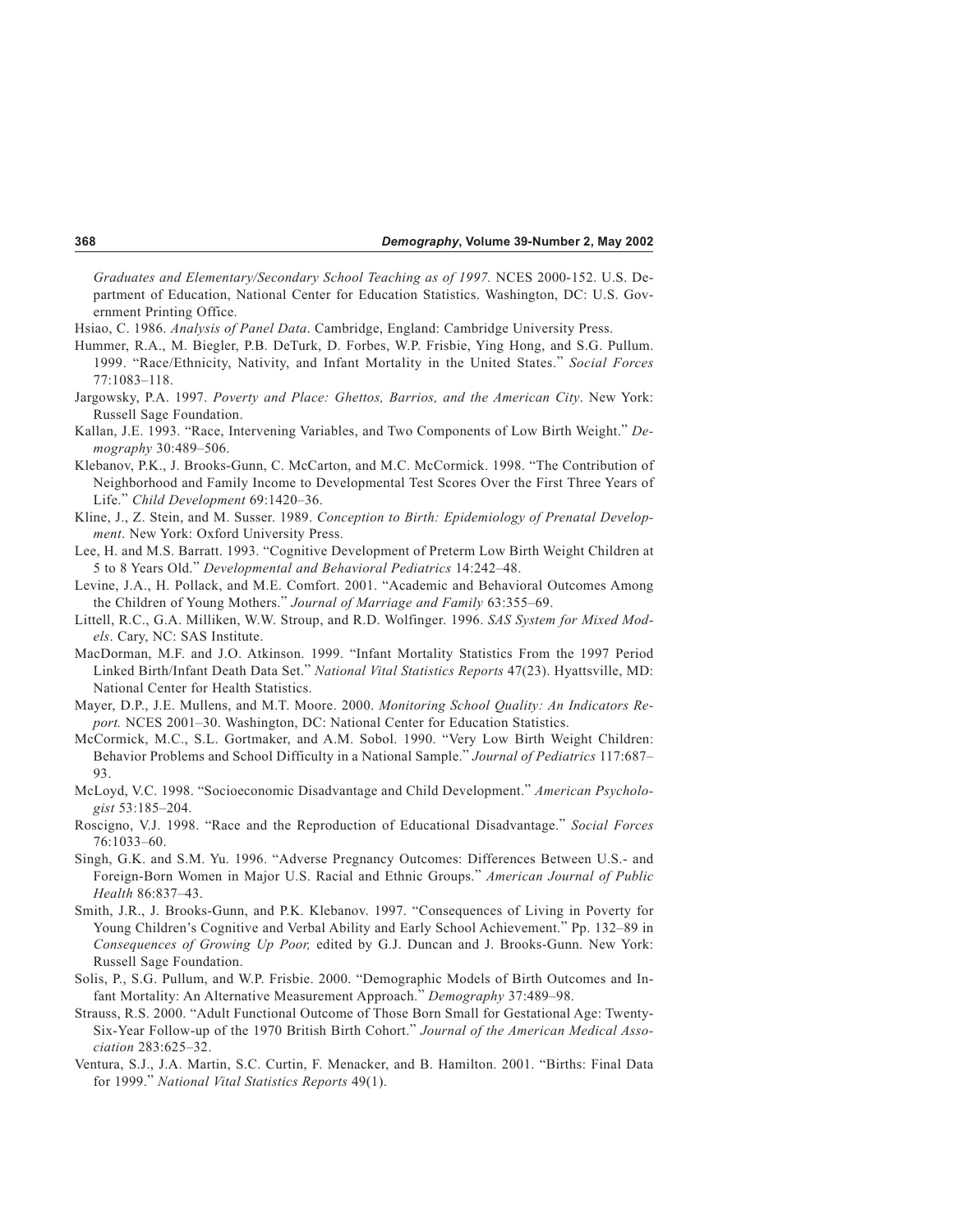*Graduates and Elementary/Secondary School Teaching as of 1997.* NCES 2000-152. U.S. Department of Education, National Center for Education Statistics. Washington, DC: U.S. Government Printing Office.

Hsiao, C. 1986. *Analysis of Panel Data*. Cambridge, England: Cambridge University Press.

Hummer, R.A., M. Biegler, P.B. DeTurk, D. Forbes, W.P. Frisbie, Ying Hong, and S.G. Pullum. 1999. "Race/Ethnicity, Nativity, and Infant Mortality in the United States." *Social Forces* 77:1083–118.

Jargowsky, P.A. 1997. *Poverty and Place: Ghettos, Barrios, and the American City*. New York: Russell Sage Foundation.

Kallan, J.E. 1993. "Race, Intervening Variables, and Two Components of Low Birth Weight." *Demography* 30:489–506.

Klebanov, P.K., J. Brooks-Gunn, C. McCarton, and M.C. McCormick. 1998. "The Contribution of Neighborhood and Family Income to Developmental Test Scores Over the First Three Years of Life." *Child Development* 69:1420–36.

Kline, J., Z. Stein, and M. Susser. 1989. *Conception to Birth: Epidemiology of Prenatal Development*. New York: Oxford University Press.

Lee, H. and M.S. Barratt. 1993. "Cognitive Development of Preterm Low Birth Weight Children at 5 to 8 Years Old." *Developmental and Behavioral Pediatrics* 14:242–48.

Levine, J.A., H. Pollack, and M.E. Comfort. 2001. "Academic and Behavioral Outcomes Among the Children of Young Mothers." *Journal of Marriage and Family* 63:355–69.

Littell, R.C., G.A. Milliken, W.W. Stroup, and R.D. Wolfinger. 1996. *SAS System for Mixed Models*. Cary, NC: SAS Institute.

MacDorman, M.F. and J.O. Atkinson. 1999. "Infant Mortality Statistics From the 1997 Period Linked Birth/Infant Death Data Set." *National Vital Statistics Reports* 47(23). Hyattsville, MD: National Center for Health Statistics.

Mayer, D.P., J.E. Mullens, and M.T. Moore. 2000. *Monitoring School Quality: An Indicators Report.* NCES 2001–30. Washington, DC: National Center for Education Statistics.

McCormick, M.C., S.L. Gortmaker, and A.M. Sobol. 1990. "Very Low Birth Weight Children: Behavior Problems and School Difficulty in a National Sample." *Journal of Pediatrics* 117:687–93.

McLoyd, V.C. 1998. "Socioeconomic Disadvantage and Child Development." *American Psychologist* 53:185–204.

Roscigno, V.J. 1998. "Race and the Reproduction of Educational Disadvantage." *Social Forces* 76:1033–60.

Singh, G.K. and S.M. Yu. 1996. "Adverse Pregnancy Outcomes: Differences Between U.S.- and Foreign-Born Women in Major U.S. Racial and Ethnic Groups." *American Journal of Public Health* 86:837–43.

Smith, J.R., J. Brooks-Gunn, and P.K. Klebanov. 1997. "Consequences of Living in Poverty for Young Children's Cognitive and Verbal Ability and Early School Achievement." Pp. 132–89 in *Consequences of Growing Up Poor,* edited by G.J. Duncan and J. Brooks-Gunn. New York: Russell Sage Foundation.

Solis, P., S.G. Pullum, and W.P. Frisbie. 2000. "Demographic Models of Birth Outcomes and Infant Mortality: An Alternative Measurement Approach." *Demography* 37:489–98.

Strauss, R.S. 2000. "Adult Functional Outcome of Those Born Small for Gestational Age: Twenty-Six-Year Follow-up of the 1970 British Birth Cohort." *Journal of the American Medical Association* 283:625–32.

Ventura, S.J., J.A. Martin, S.C. Curtin, F. Menacker, and B. Hamilton. 2001. "Births: Final Data for 1999." *National Vital Statistics Reports* 49(1).